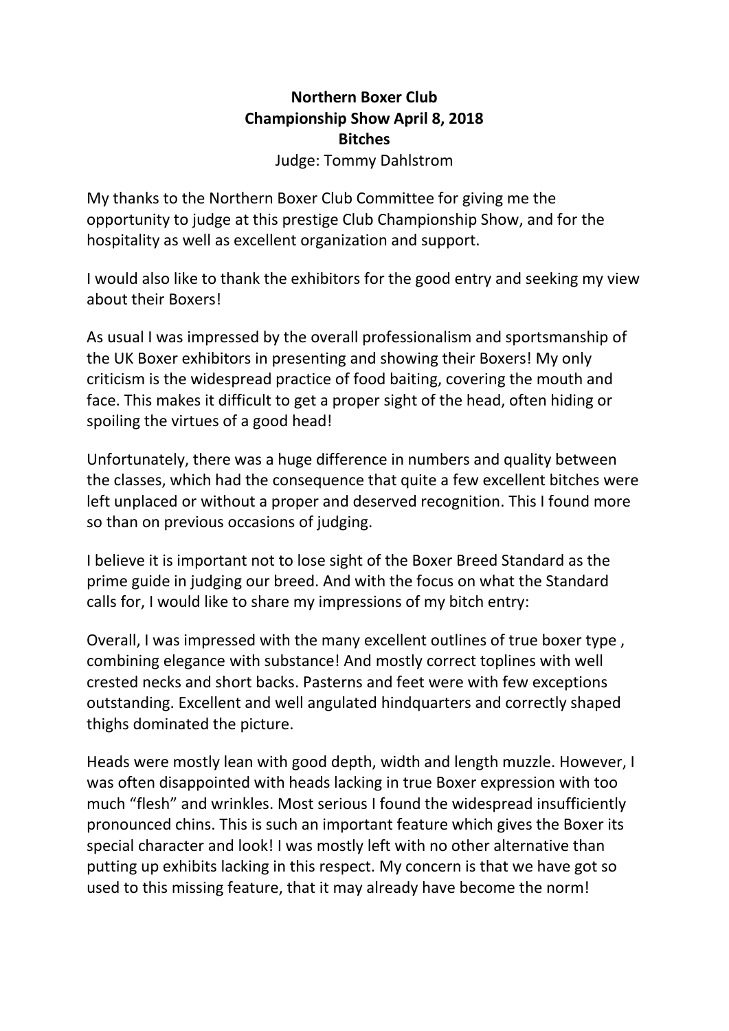**Northern Boxer Club**
**Championship Show April 8, 2018**
**Bitches**
Judge: Tommy Dahlstrom

My thanks to the Northern Boxer Club Committee for giving me the opportunity to judge at this prestige Club Championship Show, and for the hospitality as well as excellent organization and support.

I would also like to thank the exhibitors for the good entry and seeking my view about their Boxers!

As usual I was impressed by the overall professionalism and sportsmanship of the UK Boxer exhibitors in presenting and showing their Boxers! My only criticism is the widespread practice of food baiting, covering the mouth and face. This makes it difficult to get a proper sight of the head, often hiding or spoiling the virtues of a good head!

Unfortunately, there was a huge difference in numbers and quality between the classes, which had the consequence that quite a few excellent bitches were left unplaced or without a proper and deserved recognition. This I found more so than on previous occasions of judging.

I believe it is important not to lose sight of the Boxer Breed Standard as the prime guide in judging our breed. And with the focus on what the Standard calls for, I would like to share my impressions of my bitch entry:

Overall, I was impressed with the many excellent outlines of true boxer type , combining elegance with substance! And mostly correct toplines with well crested necks and short backs. Pasterns and feet were with few exceptions outstanding. Excellent and well angulated hindquarters and correctly shaped thighs dominated the picture.

Heads were mostly lean with good depth, width and length muzzle. However, I was often disappointed with heads lacking in true Boxer expression with too much "flesh" and wrinkles. Most serious I found the widespread insufficiently pronounced chins. This is such an important feature which gives the Boxer its special character and look! I was mostly left with no other alternative than putting up exhibits lacking in this respect. My concern is that we have got so used to this missing feature, that it may already have become the norm!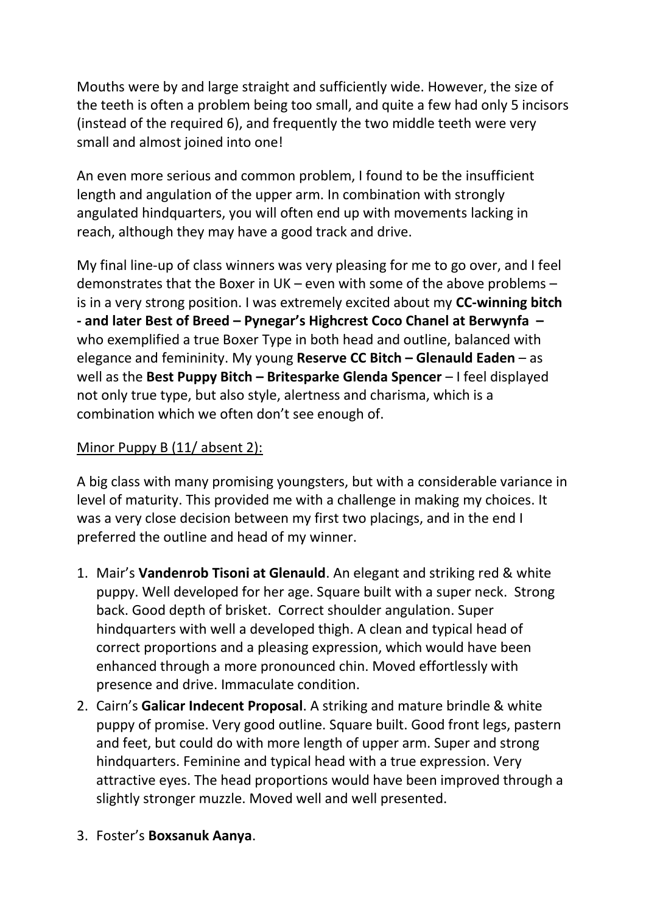Mouths were by and large straight and sufficiently wide. However, the size of the teeth is often a problem being too small, and quite a few had only 5 incisors (instead of the required 6), and frequently the two middle teeth were very small and almost joined into one!

An even more serious and common problem, I found to be the insufficient length and angulation of the upper arm. In combination with strongly angulated hindquarters, you will often end up with movements lacking in reach, although they may have a good track and drive.

My final line-up of class winners was very pleasing for me to go over, and I feel demonstrates that the Boxer in UK – even with some of the above problems – is in a very strong position. I was extremely excited about my **CC-winning bitch - and later Best of Breed – Pynegar's Highcrest Coco Chanel at Berwynfa –** who exemplified a true Boxer Type in both head and outline, balanced with elegance and femininity. My young **Reserve CC Bitch – Glenauld Eaden** – as well as the **Best Puppy Bitch – Britesparke Glenda Spencer** – I feel displayed not only true type, but also style, alertness and charisma, which is a combination which we often don't see enough of.

Minor Puppy B (11/ absent 2):

A big class with many promising youngsters, but with a considerable variance in level of maturity. This provided me with a challenge in making my choices. It was a very close decision between my first two placings, and in the end I preferred the outline and head of my winner.

1. Mair's **Vandenrob Tisoni at Glenauld**. An elegant and striking red & white puppy. Well developed for her age. Square built with a super neck. Strong back. Good depth of brisket. Correct shoulder angulation. Super hindquarters with well a developed thigh. A clean and typical head of correct proportions and a pleasing expression, which would have been enhanced through a more pronounced chin. Moved effortlessly with presence and drive. Immaculate condition.
2. Cairn's **Galicar Indecent Proposal**. A striking and mature brindle & white puppy of promise. Very good outline. Square built. Good front legs, pastern and feet, but could do with more length of upper arm. Super and strong hindquarters. Feminine and typical head with a true expression. Very attractive eyes. The head proportions would have been improved through a slightly stronger muzzle. Moved well and well presented.
3. Foster's **Boxsanuk Aanya**.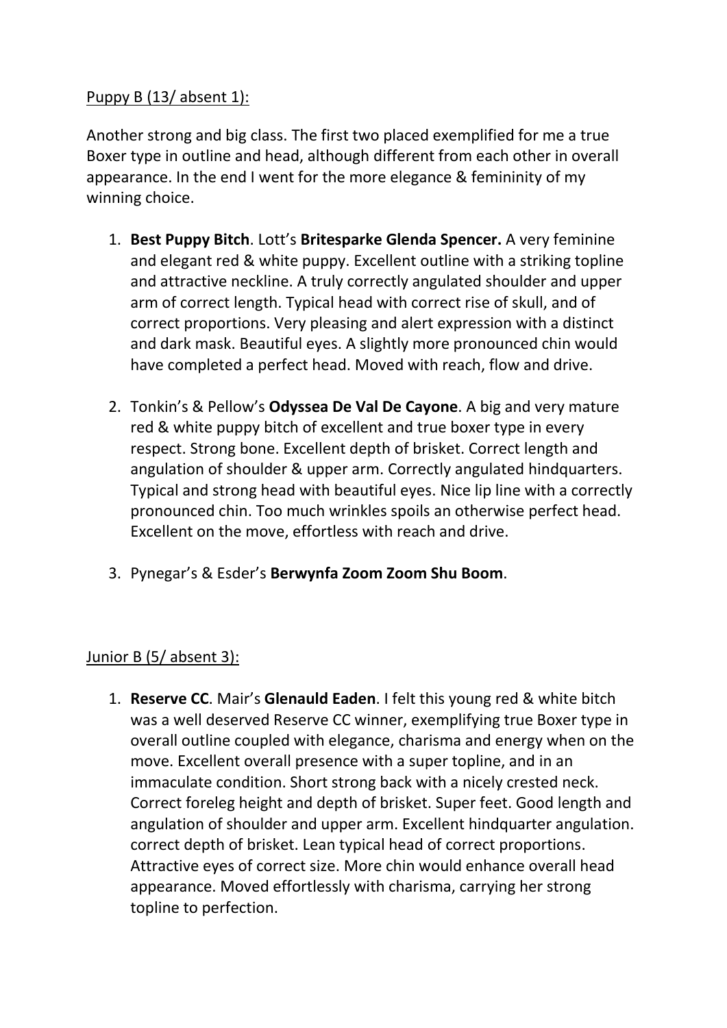<u>Puppy B (13/ absent 1):</u>

Another strong and big class. The first two placed exemplified for me a true Boxer type in outline and head, although different from each other in overall appearance. In the end I went for the more elegance & femininity of my winning choice.

1. **Best Puppy Bitch**. Lott's **Britesparke Glenda Spencer.** A very feminine and elegant red & white puppy. Excellent outline with a striking topline and attractive neckline. A truly correctly angulated shoulder and upper arm of correct length. Typical head with correct rise of skull, and of correct proportions. Very pleasing and alert expression with a distinct and dark mask. Beautiful eyes. A slightly more pronounced chin would have completed a perfect head. Moved with reach, flow and drive.

2. Tonkin's & Pellow's **Odyssea De Val De Cayone**. A big and very mature red & white puppy bitch of excellent and true boxer type in every respect. Strong bone. Excellent depth of brisket. Correct length and angulation of shoulder & upper arm. Correctly angulated hindquarters. Typical and strong head with beautiful eyes. Nice lip line with a correctly pronounced chin. Too much wrinkles spoils an otherwise perfect head. Excellent on the move, effortless with reach and drive.

3. Pynegar's & Esder's **Berwynfa Zoom Zoom Shu Boom**.

<u>Junior B (5/ absent 3):</u>

1. **Reserve CC**. Mair's **Glenauld Eaden**. I felt this young red & white bitch was a well deserved Reserve CC winner, exemplifying true Boxer type in overall outline coupled with elegance, charisma and energy when on the move. Excellent overall presence with a super topline, and in an immaculate condition. Short strong back with a nicely crested neck. Correct foreleg height and depth of brisket. Super feet. Good length and angulation of shoulder and upper arm. Excellent hindquarter angulation. correct depth of brisket. Lean typical head of correct proportions. Attractive eyes of correct size. More chin would enhance overall head appearance. Moved effortlessly with charisma, carrying her strong topline to perfection.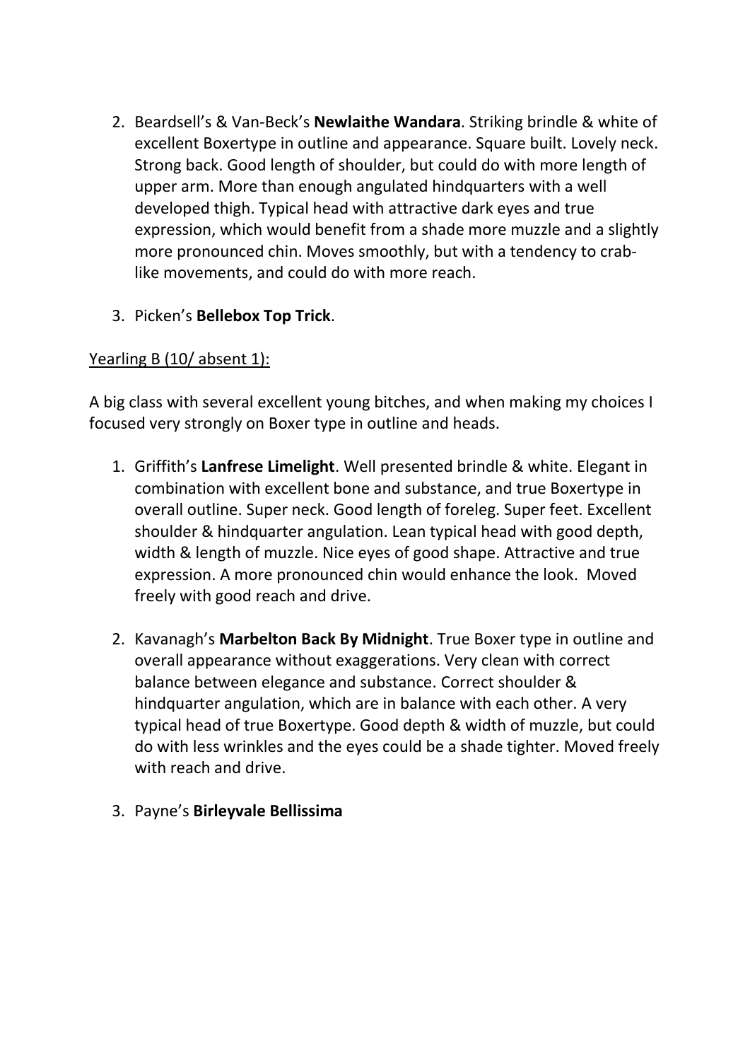2. Beardsell's & Van-Beck's **Newlaithe Wandara**. Striking brindle & white of excellent Boxertype in outline and appearance. Square built. Lovely neck. Strong back. Good length of shoulder, but could do with more length of upper arm. More than enough angulated hindquarters with a well developed thigh. Typical head with attractive dark eyes and true expression, which would benefit from a shade more muzzle and a slightly more pronounced chin. Moves smoothly, but with a tendency to crab-like movements, and could do with more reach.

3. Picken's **Bellebox Top Trick**.

<u>Yearling B (10/ absent 1):</u>

A big class with several excellent young bitches, and when making my choices I focused very strongly on Boxer type in outline and heads.

1. Griffith's **Lanfrese Limelight**. Well presented brindle & white. Elegant in combination with excellent bone and substance, and true Boxertype in overall outline. Super neck. Good length of foreleg. Super feet. Excellent shoulder & hindquarter angulation. Lean typical head with good depth, width & length of muzzle. Nice eyes of good shape. Attractive and true expression. A more pronounced chin would enhance the look. Moved freely with good reach and drive.

2. Kavanagh's **Marbelton Back By Midnight**. True Boxer type in outline and overall appearance without exaggerations. Very clean with correct balance between elegance and substance. Correct shoulder & hindquarter angulation, which are in balance with each other. A very typical head of true Boxertype. Good depth & width of muzzle, but could do with less wrinkles and the eyes could be a shade tighter. Moved freely with reach and drive.

3. Payne's **Birleyvale Bellissima**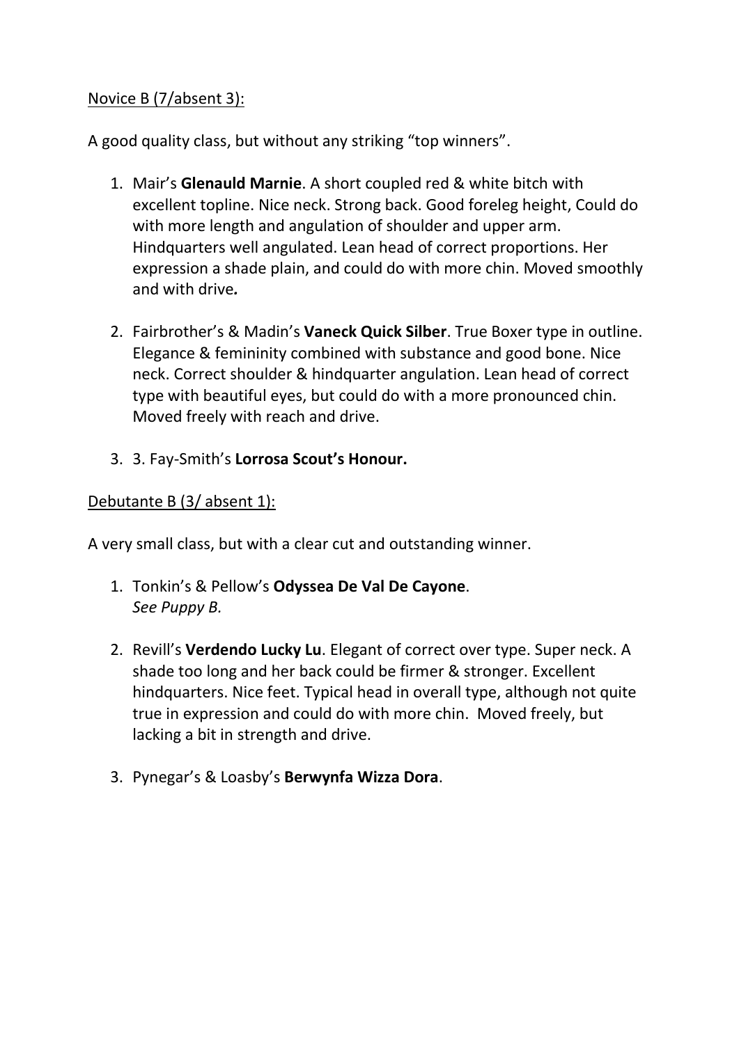Novice B (7/absent 3):

A good quality class, but without any striking "top winners".

1. Mair's **Glenauld Marnie**. A short coupled red & white bitch with excellent topline. Nice neck. Strong back. Good foreleg height, Could do with more length and angulation of shoulder and upper arm. Hindquarters well angulated. Lean head of correct proportions. Her expression a shade plain, and could do with more chin. Moved smoothly and with drive***.***

2. Fairbrother's & Madin's **Vaneck Quick Silber**. True Boxer type in outline. Elegance & femininity combined with substance and good bone. Nice neck. Correct shoulder & hindquarter angulation. Lean head of correct type with beautiful eyes, but could do with a more pronounced chin. Moved freely with reach and drive.

3. 3. Fay-Smith's **Lorrosa Scout's Honour.**

Debutante B (3/ absent 1):

A very small class, but with a clear cut and outstanding winner.

1. Tonkin's & Pellow's **Odyssea De Val De Cayone**.
   *See Puppy B.*

2. Revill's **Verdendo Lucky Lu**. Elegant of correct over type. Super neck. A shade too long and her back could be firmer & stronger. Excellent hindquarters. Nice feet. Typical head in overall type, although not quite true in expression and could do with more chin. Moved freely, but lacking a bit in strength and drive.

3. Pynegar's & Loasby's **Berwynfa Wizza Dora**.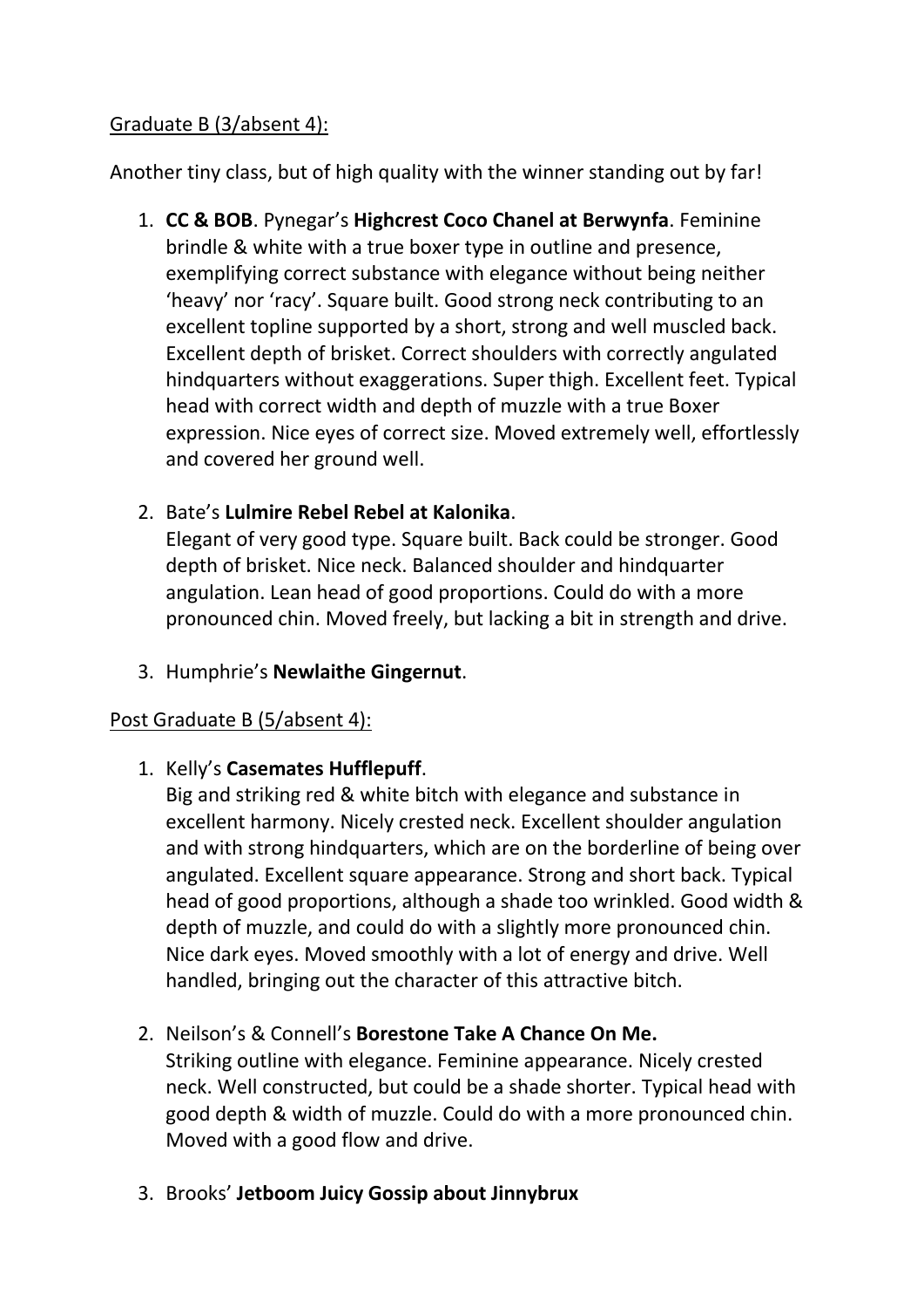<u>Graduate B (3/absent 4):</u>

Another tiny class, but of high quality with the winner standing out by far!

1. **CC & BOB**. Pynegar's **Highcrest Coco Chanel at Berwynfa**. Feminine brindle & white with a true boxer type in outline and presence, exemplifying correct substance with elegance without being neither 'heavy' nor 'racy'. Square built. Good strong neck contributing to an excellent topline supported by a short, strong and well muscled back. Excellent depth of brisket. Correct shoulders with correctly angulated hindquarters without exaggerations. Super thigh. Excellent feet. Typical head with correct width and depth of muzzle with a true Boxer expression. Nice eyes of correct size. Moved extremely well, effortlessly and covered her ground well.

2. Bate's **Lulmire Rebel Rebel at Kalonika**.
   Elegant of very good type. Square built. Back could be stronger. Good depth of brisket. Nice neck. Balanced shoulder and hindquarter angulation. Lean head of good proportions. Could do with a more pronounced chin. Moved freely, but lacking a bit in strength and drive.

3. Humphrie's **Newlaithe Gingernut**.

<u>Post Graduate B (5/absent 4):</u>

1. Kelly's **Casemates Hufflepuff**.
   Big and striking red & white bitch with elegance and substance in excellent harmony. Nicely crested neck. Excellent shoulder angulation and with strong hindquarters, which are on the borderline of being over angulated. Excellent square appearance. Strong and short back. Typical head of good proportions, although a shade too wrinkled. Good width & depth of muzzle, and could do with a slightly more pronounced chin. Nice dark eyes. Moved smoothly with a lot of energy and drive. Well handled, bringing out the character of this attractive bitch.

2. Neilson's & Connell's **Borestone Take A Chance On Me.**
   Striking outline with elegance. Feminine appearance. Nicely crested neck. Well constructed, but could be a shade shorter. Typical head with good depth & width of muzzle. Could do with a more pronounced chin. Moved with a good flow and drive.

3. Brooks' **Jetboom Juicy Gossip about Jinnybrux**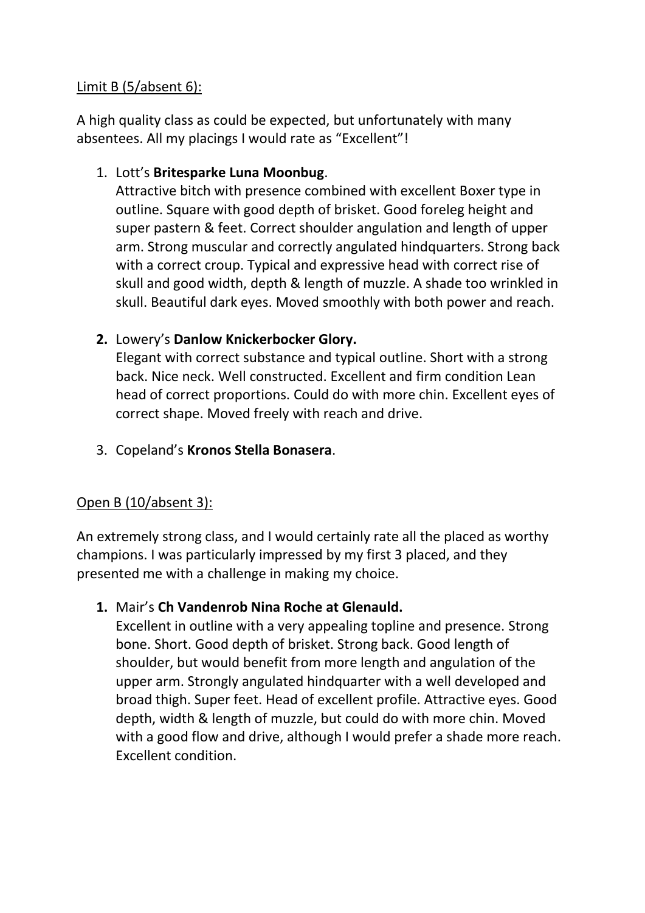<u>Limit B (5/absent 6):</u>

A high quality class as could be expected, but unfortunately with many absentees. All my placings I would rate as "Excellent"!

1. Lott's **Britesparke Luna Moonbug**.
   Attractive bitch with presence combined with excellent Boxer type in outline. Square with good depth of brisket. Good foreleg height and super pastern & feet. Correct shoulder angulation and length of upper arm. Strong muscular and correctly angulated hindquarters. Strong back with a correct croup. Typical and expressive head with correct rise of skull and good width, depth & length of muzzle. A shade too wrinkled in skull. Beautiful dark eyes. Moved smoothly with both power and reach.

2. Lowery's **Danlow Knickerbocker Glory.**
   Elegant with correct substance and typical outline. Short with a strong back. Nice neck. Well constructed. Excellent and firm condition Lean head of correct proportions. Could do with more chin. Excellent eyes of correct shape. Moved freely with reach and drive.

3. Copeland's **Kronos Stella Bonasera**.

<u>Open B (10/absent 3):</u>

An extremely strong class, and I would certainly rate all the placed as worthy champions. I was particularly impressed by my first 3 placed, and they presented me with a challenge in making my choice.

1. Mair's **Ch Vandenrob Nina Roche at Glenauld.**
   Excellent in outline with a very appealing topline and presence. Strong bone. Short. Good depth of brisket. Strong back. Good length of shoulder, but would benefit from more length and angulation of the upper arm. Strongly angulated hindquarter with a well developed and broad thigh. Super feet. Head of excellent profile. Attractive eyes. Good depth, width & length of muzzle, but could do with more chin. Moved with a good flow and drive, although I would prefer a shade more reach. Excellent condition.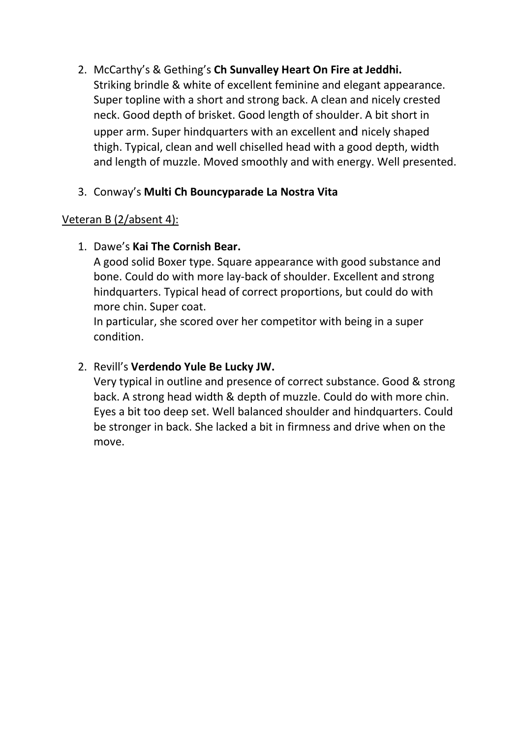2. McCarthy's & Gething's **Ch Sunvalley Heart On Fire at Jeddhi.** Striking brindle & white of excellent feminine and elegant appearance. Super topline with a short and strong back. A clean and nicely crested neck. Good depth of brisket. Good length of shoulder. A bit short in upper arm. Super hindquarters with an excellent and nicely shaped thigh. Typical, clean and well chiselled head with a good depth, width and length of muzzle. Moved smoothly and with energy. Well presented.

3. Conway's **Multi Ch Bouncyparade La Nostra Vita**

Veteran B (2/absent 4):

1. Dawe's **Kai The Cornish Bear.**
   A good solid Boxer type. Square appearance with good substance and bone. Could do with more lay-back of shoulder. Excellent and strong hindquarters. Typical head of correct proportions, but could do with more chin. Super coat.
   In particular, she scored over her competitor with being in a super condition.

2. Revill's **Verdendo Yule Be Lucky JW.**
   Very typical in outline and presence of correct substance. Good & strong back. A strong head width & depth of muzzle. Could do with more chin. Eyes a bit too deep set. Well balanced shoulder and hindquarters. Could be stronger in back. She lacked a bit in firmness and drive when on the move.